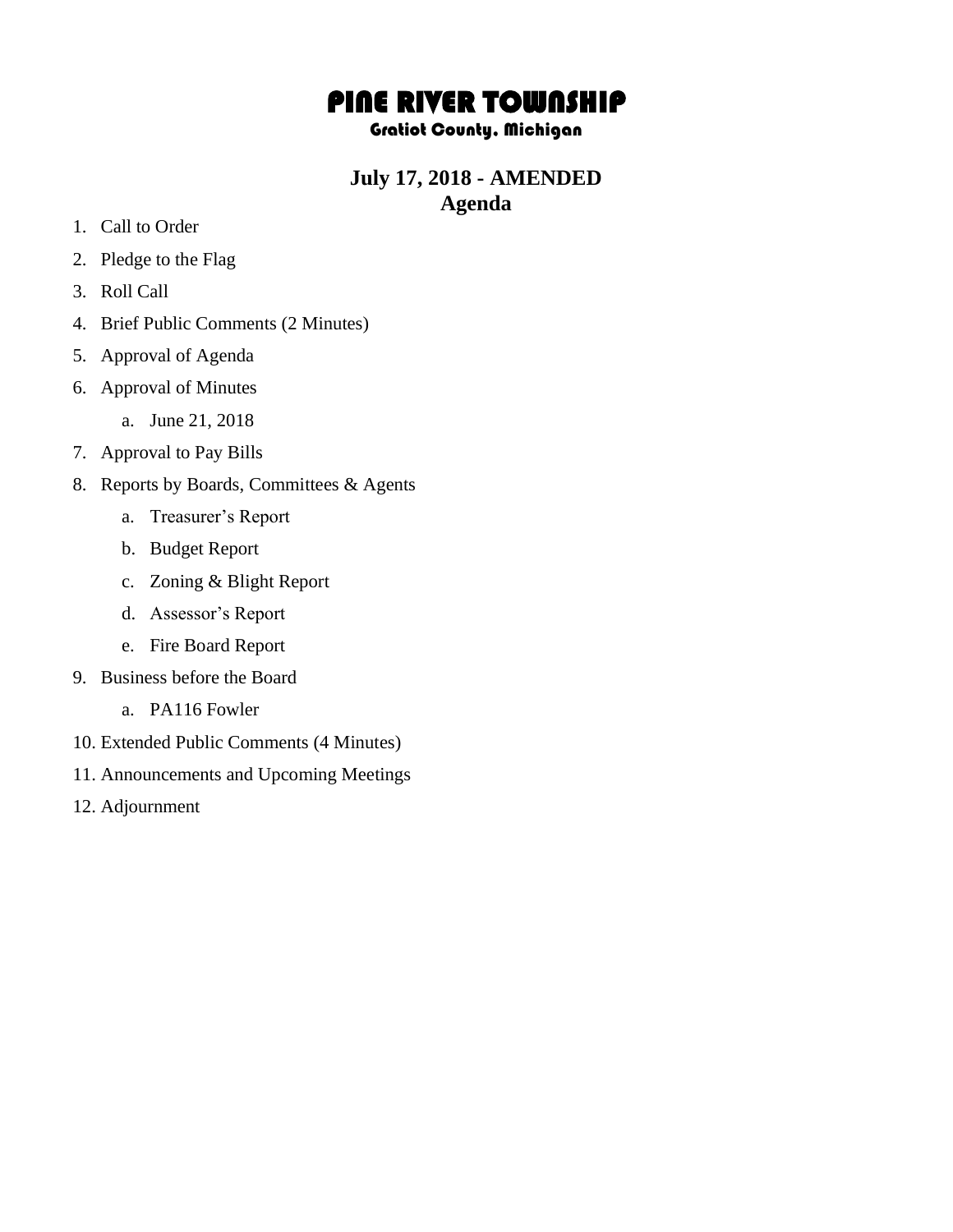# PINE RIVER TOWNSHIP

### Gratiot County, Michigan

## July 17, 2018 - AMENDED
## Agenda

1. Call to Order
2. Pledge to the Flag
3. Roll Call
4. Brief Public Comments (2 Minutes)
5. Approval of Agenda
6. Approval of Minutes
    a. June 21, 2018
7. Approval to Pay Bills
8. Reports by Boards, Committees & Agents
    a. Treasurer's Report
    b. Budget Report
    c. Zoning & Blight Report
    d. Assessor's Report
    e. Fire Board Report
9. Business before the Board
    a. PA116 Fowler
10. Extended Public Comments (4 Minutes)
11. Announcements and Upcoming Meetings
12. Adjournment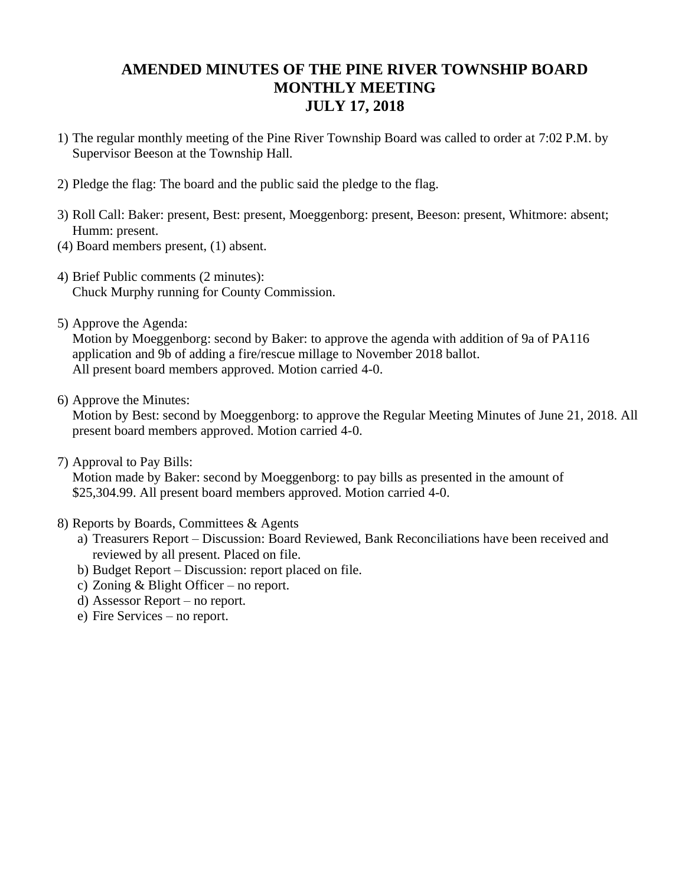# AMENDED MINUTES OF THE PINE RIVER TOWNSHIP BOARD MONTHLY MEETING JULY 17, 2018

1) The regular monthly meeting of the Pine River Township Board was called to order at 7:02 P.M. by Supervisor Beeson at the Township Hall.

2) Pledge the flag: The board and the public said the pledge to the flag.

3) Roll Call: Baker: present, Best: present, Moeggenborg: present, Beeson: present, Whitmore: absent; Humm: present.

(4) Board members present, (1) absent.

4) Brief Public comments (2 minutes):
   Chuck Murphy running for County Commission.

5) Approve the Agenda:
   Motion by Moeggenborg: second by Baker: to approve the agenda with addition of 9a of PA116 application and 9b of adding a fire/rescue millage to November 2018 ballot.
   All present board members approved. Motion carried 4-0.

6) Approve the Minutes:
   Motion by Best: second by Moeggenborg: to approve the Regular Meeting Minutes of June 21, 2018. All present board members approved. Motion carried 4-0.

7) Approval to Pay Bills:
   Motion made by Baker: second by Moeggenborg: to pay bills as presented in the amount of $25,304.99. All present board members approved. Motion carried 4-0.

8) Reports by Boards, Committees & Agents
   a) Treasurers Report – Discussion: Board Reviewed, Bank Reconciliations have been received and reviewed by all present. Placed on file.
   b) Budget Report – Discussion: report placed on file.
   c) Zoning & Blight Officer – no report.
   d) Assessor Report – no report.
   e) Fire Services – no report.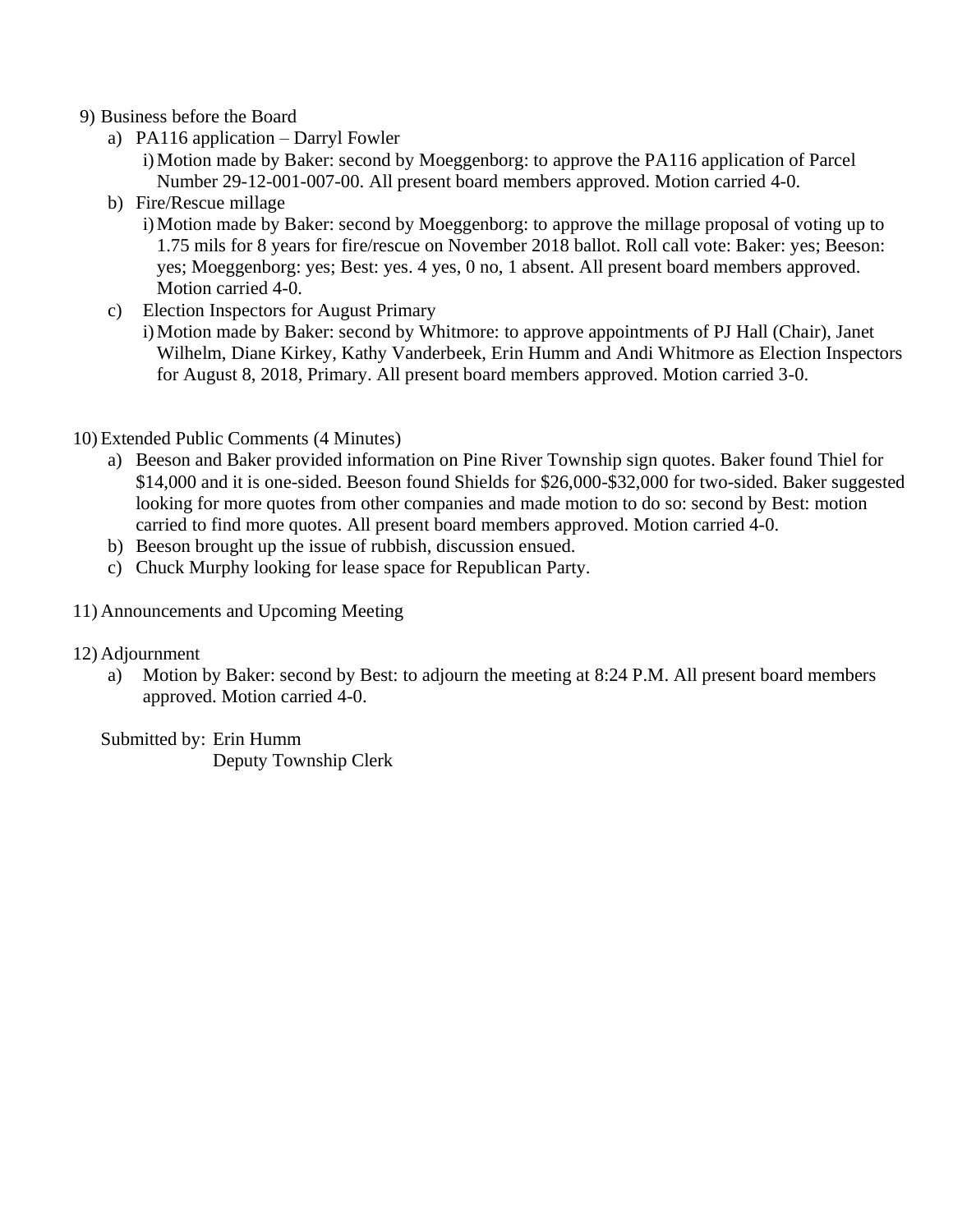9) Business before the Board

   a) PA116 application – Darryl Fowler

      i) Motion made by Baker: second by Moeggenborg: to approve the PA116 application of Parcel Number 29-12-001-007-00. All present board members approved. Motion carried 4-0.

   b) Fire/Rescue millage

      i) Motion made by Baker: second by Moeggenborg: to approve the millage proposal of voting up to 1.75 mils for 8 years for fire/rescue on November 2018 ballot. Roll call vote: Baker: yes; Beeson: yes; Moeggenborg: yes; Best: yes. 4 yes, 0 no, 1 absent. All present board members approved. Motion carried 4-0.

   c) Election Inspectors for August Primary

      i) Motion made by Baker: second by Whitmore: to approve appointments of PJ Hall (Chair), Janet Wilhelm, Diane Kirkey, Kathy Vanderbeek, Erin Humm and Andi Whitmore as Election Inspectors for August 8, 2018, Primary. All present board members approved. Motion carried 3-0.

10) Extended Public Comments (4 Minutes)

   a) Beeson and Baker provided information on Pine River Township sign quotes. Baker found Thiel for $14,000 and it is one-sided. Beeson found Shields for $26,000-$32,000 for two-sided. Baker suggested looking for more quotes from other companies and made motion to do so: second by Best: motion carried to find more quotes. All present board members approved. Motion carried 4-0.
   b) Beeson brought up the issue of rubbish, discussion ensued.
   c) Chuck Murphy looking for lease space for Republican Party.

11) Announcements and Upcoming Meeting

12) Adjournment

   a) Motion by Baker: second by Best: to adjourn the meeting at 8:24 P.M. All present board members approved. Motion carried 4-0.

Submitted by: Erin Humm
Deputy Township Clerk